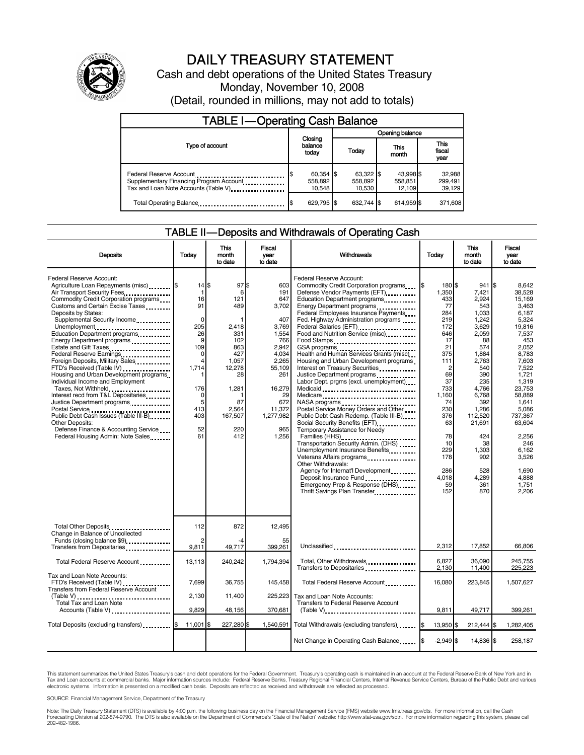# DAILY TREASURY STATEMENT

Cash and debt operations of the United States Treasury

Monday, November 10, 2008

(Detail, rounded in millions, may not add to totals)

## TABLE I—Operating Cash Balance

| Type of account | Closing balance today | Opening balance Today | Opening balance This month | Opening balance This fiscal year |
|---|---|---|---|---|
| Federal Reserve Account | $ 60,354 | $ 63,322 | $ 43,998 | $ 32,988 |
| Supplementary Financing Program Account | 558,892 | 558,892 | 558,851 | 299,491 |
| Tax and Loan Note Accounts (Table V) | 10,548 | 10,530 | 12,109 | 39,129 |
| Total Operating Balance | $ 629,795 | $ 632,744 | $ 614,959 | $ 371,608 |

## TABLE II—Deposits and Withdrawals of Operating Cash

| Deposits | Today | This month to date | Fiscal year to date |
|---|---|---|---|
| Federal Reserve Account: | | | |
| Agriculture Loan Repayments (misc) | $ 14 | $ 97 | $ 603 |
| Air Transport Security Fees | 1 | 6 | 191 |
| Commodity Credit Corporation programs | 16 | 121 | 647 |
| Customs and Certain Excise Taxes | 91 | 489 | 3,702 |
| Deposits by States: | | | |
| Supplemental Security Income | 0 | 1 | 407 |
| Unemployment | 205 | 2,418 | 3,769 |
| Education Department programs | 26 | 331 | 1,554 |
| Energy Department programs | 9 | 102 | 766 |
| Estate and Gift Taxes | 109 | 863 | 2,942 |
| Federal Reserve Earnings | 0 | 427 | 4,034 |
| Foreign Deposits, Military Sales | 4 | 1,057 | 2,265 |
| FTD's Received (Table IV) | 1,714 | 12,278 | 55,109 |
| Housing and Urban Development programs | 1 | 28 | 261 |
| Individual Income and Employment Taxes, Not Withheld | 176 | 1,281 | 16,279 |
| Interest recd from T&L Depositaries | 0 | 1 | 29 |
| Justice Department programs | 5 | 87 | 672 |
| Postal Service | 413 | 2,564 | 11,372 |
| Public Debt Cash Issues (Table III-B) | 403 | 167,507 | 1,277,982 |
| Other Deposits: | | | |
| Defense Finance & Accounting Service | 52 | 220 | 965 |
| Federal Housing Admin: Note Sales | 61 | 412 | 1,256 |
| Total Other Deposits | 112 | 872 | 12,495 |
| Change in Balance of Uncollected Funds (closing balance $9) | 2 | -4 | 55 |
| Transfers from Depositaries | 9,811 | 49,717 | 399,261 |
| Total Federal Reserve Account | 13,113 | 240,242 | 1,794,394 |
| Tax and Loan Note Accounts: | | | |
| FTD's Received (Table IV) | 7,699 | 36,755 | 145,458 |
| Transfers from Federal Reserve Account (Table V) | 2,130 | 11,400 | 225,223 |
| Total Tax and Loan Note Accounts (Table V) | 9,829 | 48,156 | 370,681 |
| Total Deposits (excluding transfers) | $ 11,001 | $ 227,280 | $ 1,540,591 |

| Withdrawals | Today | This month to date | Fiscal year to date |
|---|---|---|---|
| Federal Reserve Account: | | | |
| Commodity Credit Corporation programs | $ 180 | $ 941 | $ 8,642 |
| Defense Vendor Payments (EFT) | 1,350 | 7,421 | 38,528 |
| Education Department programs | 433 | 2,924 | 15,169 |
| Energy Department programs | 77 | 543 | 3,463 |
| Federal Employees Insurance Payments | 284 | 1,033 | 6,187 |
| Fed. Highway Administration programs | 219 | 1,242 | 5,324 |
| Federal Salaries (EFT) | 172 | 3,629 | 19,816 |
| Food and Nutrition Service (misc) | 646 | 2,059 | 7,537 |
| Food Stamps | 17 | 88 | 453 |
| GSA programs | 21 | 574 | 2,052 |
| Health and Human Services Grants (misc) | 375 | 1,884 | 8,783 |
| Housing and Urban Development programs | 111 | 2,763 | 7,603 |
| Interest on Treasury Securities | 2 | 540 | 7,522 |
| Justice Department programs | 69 | 390 | 1,721 |
| Labor Dept. prgms (excl. unemployment) | 37 | 235 | 1,319 |
| Medicaid | 733 | 4,766 | 23,753 |
| Medicare | 1,160 | 6,768 | 58,889 |
| NASA programs | 74 | 392 | 1,641 |
| Postal Service Money Orders and Other | 230 | 1,286 | 5,086 |
| Public Debt Cash Redemp. (Table III-B) | 376 | 112,520 | 737,367 |
| Social Security Benefits (EFT) | 63 | 21,691 | 63,604 |
| Temporary Assistance for Needy Families (HHS) | 78 | 424 | 2,256 |
| Transportation Security Admin. (DHS) | 10 | 38 | 246 |
| Unemployment Insurance Benefits | 229 | 1,303 | 6,162 |
| Veterans Affairs programs | 178 | 902 | 3,526 |
| Other Withdrawals: | | | |
| Agency for Internat'l Development | 286 | 528 | 1,690 |
| Deposit Insurance Fund | 4,018 | 4,289 | 4,888 |
| Emergency Prep & Response (DHS) | 59 | 361 | 1,751 |
| Thrift Savings Plan Transfer | 152 | 870 | 2,206 |
| Unclassified | 2,312 | 17,852 | 66,806 |
| Total, Other Withdrawals | 6,827 | 36,090 | 245,755 |
| Transfers to Depositaries | 2,130 | 11,400 | 225,223 |
| Total Federal Reserve Account | 16,080 | 223,845 | 1,507,627 |
| Tax and Loan Note Accounts: | | | |
| Transfers to Federal Reserve Account (Table V) | 9,811 | 49,717 | 399,261 |
| Total Withdrawals (excluding transfers) | $ 13,950 | $ 212,444 | $ 1,282,405 |
| Net Change in Operating Cash Balance | $ -2,949 | $ 14,836 | $ 258,187 |

This statement summarizes the United States Treasury's cash and debt operations for the Federal Government. Treasury's operating cash is maintained in an account at the Federal Reserve Bank of New York and in Tax and Loan accounts at commercial banks. Major information sources include: Federal Reserve Banks, Treasury Regional Financial Centers, Internal Revenue Service Centers, Bureau of the Public Debt and various electronic systems. Information is presented on a modified cash basis. Deposits are reflected as received and withdrawals are reflected as processed.

SOURCE: Financial Management Service, Department of the Treasury

Note: The Daily Treasury Statement (DTS) is available by 4:00 p.m. the following business day on the Financial Management Service (FMS) website www.fms.treas.gov/dts. For more information, call the Cash Forecasting Division at 202-874-9790. The DTS is also available on the Department of Commerce's "State of the Nation" website: http://www.stat-usa.gov/sotn. For more information regarding this system, please call 202-482-1986.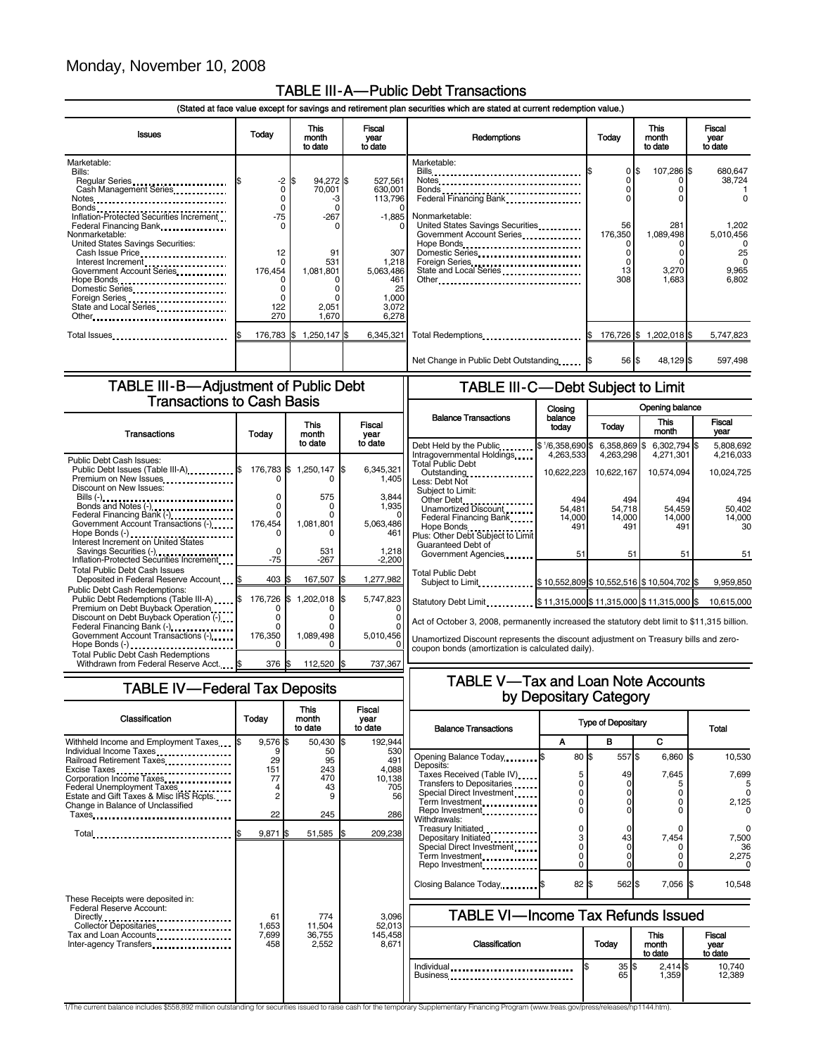Monday, November 10, 2008

## TABLE III-A—Public Debt Transactions

(Stated at face value except for savings and retirement plan securities which are stated at current redemption value.)

| Issues | Today | This month to date | Fiscal year to date |
|---|---|---|---|
| Marketable: | | | |
| Bills: | | | |
| Regular Series | $ -2 | $ 94,272 | $ 527,561 |
| Cash Management Series | 0 | 70,001 | 630,001 |
| Notes | 0 | -3 | 113,796 |
| Bonds | 0 | 0 | 0 |
| Inflation-Protected Securities Increment | -75 | -267 | -1,885 |
| Federal Financing Bank | 0 | 0 | 0 |
| Nonmarketable: | | | |
| United States Savings Securities: | | | |
| Cash Issue Price | 12 | 91 | 307 |
| Interest Increment | 0 | 531 | 1,218 |
| Government Account Series | 176,454 | 1,081,801 | 5,063,486 |
| Hope Bonds | 0 | 0 | 461 |
| Domestic Series | 0 | 0 | 25 |
| Foreign Series | 0 | 0 | 1,000 |
| State and Local Series | 122 | 2,051 | 3,072 |
| Other | 270 | 1,670 | 6,278 |
| Total Issues | $ 176,783 | $ 1,250,147 | $ 6,345,321 |

| Redemptions | Today | This month to date | Fiscal year to date |
|---|---|---|---|
| Marketable: | | | |
| Bills | $ 0 | $ 107,286 | $ 680,647 |
| Notes | 0 | 0 | 38,724 |
| Bonds | 0 | 0 | 1 |
| Federal Financing Bank | 0 | 0 | 0 |
| Nonmarketable: | | | |
| United States Savings Securities | 56 | 281 | 1,202 |
| Government Account Series | 176,350 | 1,089,498 | 5,010,456 |
| Hope Bonds | 0 | 0 | 0 |
| Domestic Series | 0 | 0 | 25 |
| Foreign Series | 0 | 0 | 0 |
| State and Local Series | 13 | 3,270 | 9,965 |
| Other | 308 | 1,683 | 6,802 |
| Total Redemptions | $ 176,726 | $ 1,202,018 | $ 5,747,823 |
| Net Change in Public Debt Outstanding | $ 56 | $ 48,129 | $ 597,498 |

## TABLE III-B—Adjustment of Public Debt Transactions to Cash Basis

| Transactions | Today | This month to date | Fiscal year to date |
|---|---|---|---|
| Public Debt Cash Issues: | | | |
| Public Debt Issues (Table III-A) | $ 176,783 | $ 1,250,147 | $ 6,345,321 |
| Premium on New Issues | 0 | 0 | 1,405 |
| Discount on New Issues: | | | |
| Bills (-) | 0 | 575 | 3,844 |
| Bonds and Notes (-) | 0 | 0 | 1,935 |
| Federal Financing Bank (-) | 0 | 0 | 0 |
| Government Account Transactions (-) | 176,454 | 1,081,801 | 5,063,486 |
| Hope Bonds (-) | 0 | 0 | 461 |
| Interest Increment on United States Savings Securities (-) | 0 | 531 | 1,218 |
| Inflation-Protected Securities Increment | -75 | -267 | -2,200 |
| Total Public Debt Cash Issues Deposited in Federal Reserve Account | $ 403 | $ 167,507 | $ 1,277,982 |
| Public Debt Cash Redemptions: | | | |
| Public Debt Redemptions (Table III-A) | $ 176,726 | $ 1,202,018 | $ 5,747,823 |
| Premium on Debt Buyback Operation | 0 | 0 | 0 |
| Discount on Debt Buyback Operation (-) | 0 | 0 | 0 |
| Federal Financing Bank (-) | 0 | 0 | 0 |
| Government Account Transactions (-) | 176,350 | 1,089,498 | 5,010,456 |
| Hope Bonds (-) | 0 | 0 | 0 |
| Total Public Debt Cash Redemptions Withdrawn from Federal Reserve Acct. | $ 376 | $ 112,520 | $ 737,367 |

## TABLE III-C—Debt Subject to Limit

| Balance Transactions | Closing balance today | Opening balance Today | Opening balance This month | Opening balance Fiscal year |
|---|---|---|---|---|
| Debt Held by the Public | $ [1]6,358,690 | $ 6,358,869 | $ 6,302,794 | $ 5,808,692 |
| Intragovernmental Holdings | 4,263,533 | 4,263,298 | 4,271,301 | 4,216,033 |
| Total Public Debt Outstanding | 10,622,223 | 10,622,167 | 10,574,094 | 10,024,725 |
| Less: Debt Not Subject to Limit: | | | | |
| Other Debt | 494 | 494 | 494 | 494 |
| Unamortized Discount | 54,481 | 54,718 | 54,459 | 50,402 |
| Federal Financing Bank | 14,000 | 14,000 | 14,000 | 14,000 |
| Hope Bonds | 491 | 491 | 491 | 30 |
| Plus: Other Debt Subject to Limit | | | | |
| Guaranteed Debt of Government Agencies | 51 | 51 | 51 | 51 |
| Total Public Debt Subject to Limit | $ 10,552,809 | $ 10,552,516 | $ 10,504,702 | $ 9,959,850 |
| Statutory Debt Limit | $ 11,315,000 | $ 11,315,000 | $ 11,315,000 | $ 10,615,000 |

Act of October 3, 2008, permanently increased the statutory debt limit to $11,315 billion.

Unamortized Discount represents the discount adjustment on Treasury bills and zero-coupon bonds (amortization is calculated daily).

## TABLE IV—Federal Tax Deposits

| Classification | Today | This month to date | Fiscal year to date |
|---|---|---|---|
| Withheld Income and Employment Taxes | $ 9,576 | $ 50,430 | $ 192,944 |
| Individual Income Taxes | 9 | 50 | 530 |
| Railroad Retirement Taxes | 29 | 95 | 491 |
| Excise Taxes | 151 | 243 | 4,088 |
| Corporation Income Taxes | 77 | 470 | 10,138 |
| Federal Unemployment Taxes | 4 | 43 | 705 |
| Estate and Gift Taxes & Misc IRS Rcpts. | 2 | 9 | 56 |
| Change in Balance of Unclassified Taxes | 22 | 245 | 286 |
| Total | $ 9,871 | $ 51,585 | $ 209,238 |
| These Receipts were deposited in: | | | |
| Federal Reserve Account: | | | |
| Directly | 61 | 774 | 3,096 |
| Collector Depositaries | 1,653 | 11,504 | 52,013 |
| Tax and Loan Accounts | 7,699 | 36,755 | 145,458 |
| Inter-agency Transfers | 458 | 2,552 | 8,671 |

## TABLE V—Tax and Loan Note Accounts by Depositary Category

| Balance Transactions | Type of Depositary A | Type of Depositary B | Type of Depositary C | Total |
|---|---|---|---|---|
| Opening Balance Today | $ 80 | $ 557 | $ 6,860 | $ 10,530 |
| Deposits: | | | | |
| Taxes Received (Table IV) | 5 | 49 | 7,645 | 7,699 |
| Transfers to Depositaries | 0 | 0 | 5 | 5 |
| Special Direct Investment | 0 | 0 | 0 | 0 |
| Term Investment | 0 | 0 | 0 | 2,125 |
| Repo Investment | 0 | 0 | 0 | 0 |
| Withdrawals: | | | | |
| Treasury Initiated | 0 | 0 | 0 | 0 |
| Depositary Initiated | 3 | 43 | 7,454 | 7,500 |
| Special Direct Investment | 0 | 0 | 0 | 36 |
| Term Investment | 0 | 0 | 0 | 2,275 |
| Repo Investment | 0 | 0 | 0 | 0 |
| Closing Balance Today | $ 82 | $ 562 | $ 7,056 | $ 10,548 |

## TABLE VI—Income Tax Refunds Issued

| Classification | Today | This month to date | Fiscal year to date |
|---|---|---|---|
| Individual | $ 35 | $ 2,414 | $ 10,740 |
| Business | 65 | 1,359 | 12,389 |

1/The current balance includes $558,892 million outstanding for securities issued to raise cash for the temporary Supplementary Financing Program (www.treas.gov/press/releases/hp1144.htm).